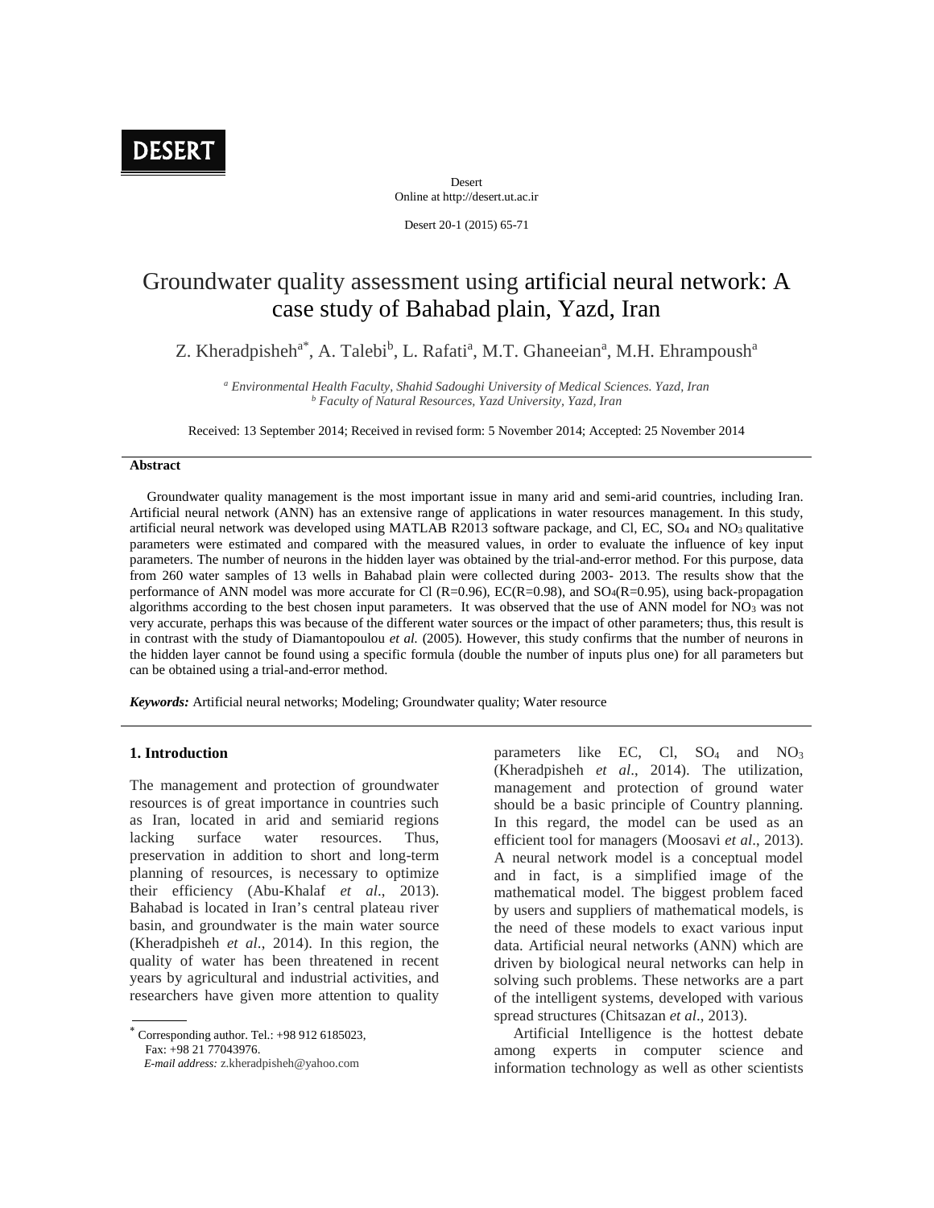# Groundwater quality assessment using artificial neural network: A case study of Bahabad plain, Yazd, Iran

Z. Kheradpisheh[a*], A. Talebi[b], L. Rafati[a], M.T. Ghaneeian[a], M.H. Ehrampoush[a]

[a] *Environmental Health Faculty, Shahid Sadoughi University of Medical Sciences. Yazd, Iran*
[b] *Faculty of Natural Resources, Yazd University, Yazd, Iran*

Received: 13 September 2014; Received in revised form: 5 November 2014; Accepted: 25 November 2014

### Abstract

Groundwater quality management is the most important issue in many arid and semi-arid countries, including Iran. Artificial neural network (ANN) has an extensive range of applications in water resources management. In this study, artificial neural network was developed using MATLAB R2013 software package, and Cl, EC, $SO_4$ and $NO_3$ qualitative parameters were estimated and compared with the measured values, in order to evaluate the influence of key input parameters. The number of neurons in the hidden layer was obtained by the trial-and-error method. For this purpose, data from 260 water samples of 13 wells in Bahabad plain were collected during 2003- 2013. The results show that the performance of ANN model was more accurate for Cl (R=0.96), EC(R=0.98), and $SO_4$(R=0.95), using back-propagation algorithms according to the best chosen input parameters. It was observed that the use of ANN model for $NO_3$ was not very accurate, perhaps this was because of the different water sources or the impact of other parameters; thus, this result is in contrast with the study of Diamantopoulou *et al.* (2005). However, this study confirms that the number of neurons in the hidden layer cannot be found using a specific formula (double the number of inputs plus one) for all parameters but can be obtained using a trial-and-error method.

***Keywords:*** Artificial neural networks; Modeling; Groundwater quality; Water resource

## 1. Introduction

The management and protection of groundwater resources is of great importance in countries such as Iran, located in arid and semiarid regions lacking surface water resources. Thus, preservation in addition to short and long-term planning of resources, is necessary to optimize their efficiency (Abu-Khalaf *et al*., 2013). Bahabad is located in Iran's central plateau river basin, and groundwater is the main water source (Kheradpisheh *et al*., 2014). In this region, the quality of water has been threatened in recent years by agricultural and industrial activities, and researchers have given more attention to quality parameters like EC, Cl, $SO_4$ and $NO_3$ (Kheradpisheh *et al*., 2014). The utilization, management and protection of ground water should be a basic principle of Country planning. In this regard, the model can be used as an efficient tool for managers (Moosavi *et al*., 2013). A neural network model is a conceptual model and in fact, is a simplified image of the mathematical model. The biggest problem faced by users and suppliers of mathematical models, is the need of these models to exact various input data. Artificial neural networks (ANN) which are driven by biological neural networks can help in solving such problems. These networks are a part of the intelligent systems, developed with various spread structures (Chitsazan *et al*., 2013).

Artificial Intelligence is the hottest debate among experts in computer science and information technology as well as other scientists

* Corresponding author. Tel.: +98 912 6185023, Fax: +98 21 77043976.
*E-mail address:* z.kheradpisheh@yahoo.com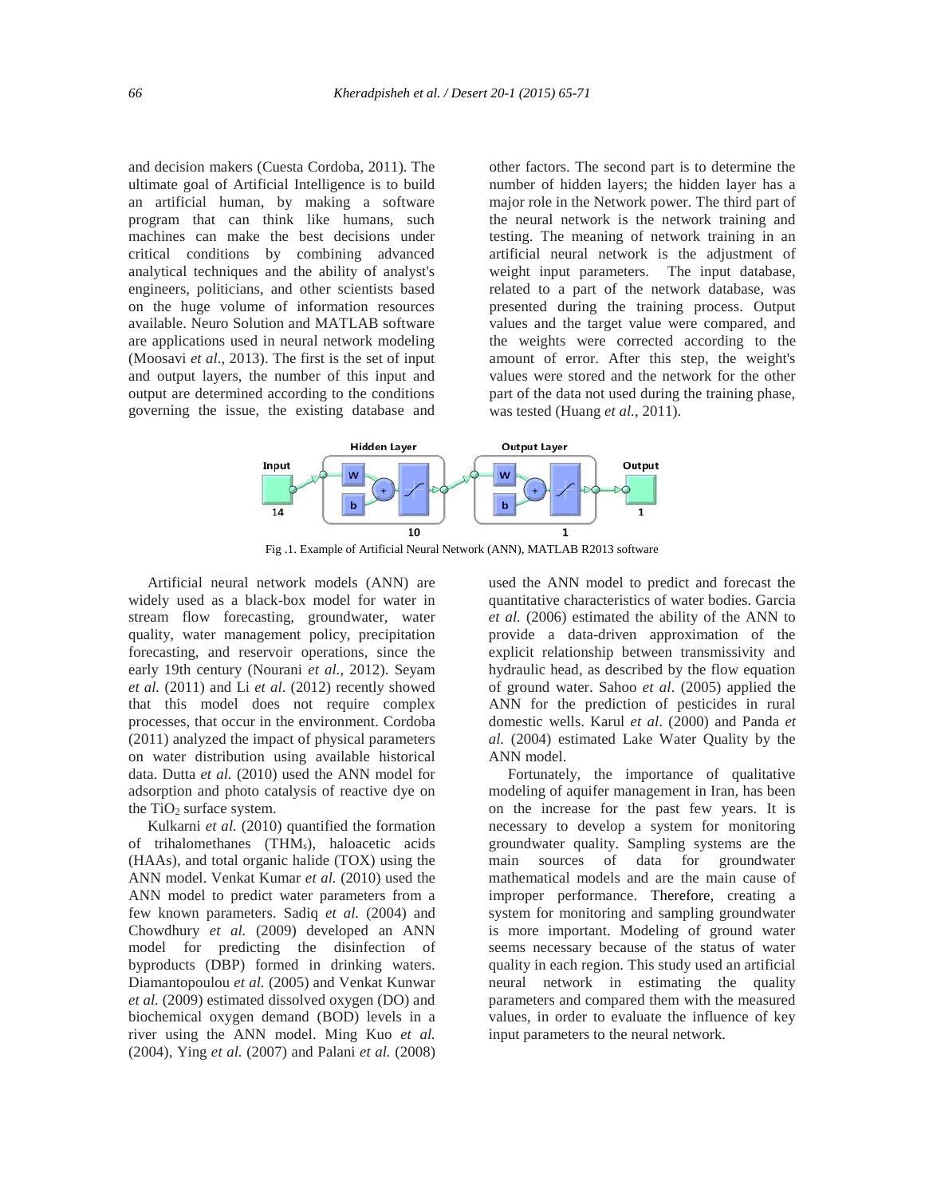and decision makers (Cuesta Cordoba, 2011). The ultimate goal of Artificial Intelligence is to build an artificial human, by making a software program that can think like humans, such machines can make the best decisions under critical conditions by combining advanced analytical techniques and the ability of analyst's engineers, politicians, and other scientists based on the huge volume of information resources available. Neuro Solution and MATLAB software are applications used in neural network modeling (Moosavi *et al*., 2013). The first is the set of input and output layers, the number of this input and output are determined according to the conditions governing the issue, the existing database and other factors. The second part is to determine the number of hidden layers; the hidden layer has a major role in the Network power. The third part of the neural network is the network training and testing. The meaning of network training in an artificial neural network is the adjustment of weight input parameters. The input database, related to a part of the network database, was presented during the training process. Output values and the target value were compared, and the weights were corrected according to the amount of error. After this step, the weight's values were stored and the network for the other part of the data not used during the training phase, was tested (Huang *et al.*, 2011).

Fig .1. Example of Artificial Neural Network (ANN), MATLAB R2013 software

Artificial neural network models (ANN) are widely used as a black-box model for water in stream flow forecasting, groundwater, water quality, water management policy, precipitation forecasting, and reservoir operations, since the early 19th century (Nourani *et al.*, 2012). Seyam *et al.* (2011) and Li *et al.* (2012) recently showed that this model does not require complex processes, that occur in the environment. Cordoba (2011) analyzed the impact of physical parameters on water distribution using available historical data. Dutta *et al.* (2010) used the ANN model for adsorption and photo catalysis of reactive dye on the $TiO_2$ surface system.

Kulkarni *et al.* (2010) quantified the formation of trihalomethanes ($THM_s$), haloacetic acids (HAAs), and total organic halide (TOX) using the ANN model. Venkat Kumar *et al.* (2010) used the ANN model to predict water parameters from a few known parameters. Sadiq *et al.* (2004) and Chowdhury *et al.* (2009) developed an ANN model for predicting the disinfection of byproducts (DBP) formed in drinking waters. Diamantopoulou *et al.* (2005) and Venkat Kunwar *et al.* (2009) estimated dissolved oxygen (DO) and biochemical oxygen demand (BOD) levels in a river using the ANN model. Ming Kuo *et al.* (2004), Ying *et al.* (2007) and Palani *et al.* (2008) used the ANN model to predict and forecast the quantitative characteristics of water bodies. Garcia *et al.* (2006) estimated the ability of the ANN to provide a data-driven approximation of the explicit relationship between transmissivity and hydraulic head, as described by the flow equation of ground water. Sahoo *et al*. (2005) applied the ANN for the prediction of pesticides in rural domestic wells. Karul *et al*. (2000) and Panda *et al.* (2004) estimated Lake Water Quality by the ANN model.

Fortunately, the importance of qualitative modeling of aquifer management in Iran, has been on the increase for the past few years. It is necessary to develop a system for monitoring groundwater quality. Sampling systems are the main sources of data for groundwater mathematical models and are the main cause of improper performance. Therefore, creating a system for monitoring and sampling groundwater is more important. Modeling of ground water seems necessary because of the status of water quality in each region. This study used an artificial neural network in estimating the quality parameters and compared them with the measured values, in order to evaluate the influence of key input parameters to the neural network.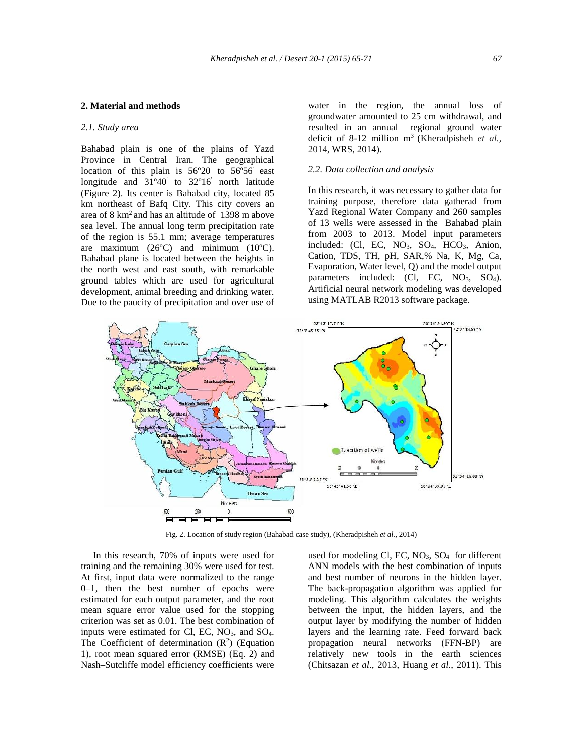## 2. Material and methods

### 2.1. Study area

Bahabad plain is one of the plains of Yazd Province in Central Iran. The geographical location of this plain is 56º20′ to 56º56′ east longitude and 31º40′ to 32º16′ north latitude (Figure 2). Its center is Bahabad city, located 85 km northeast of Bafq City. This city covers an area of 8 km$^2$ and has an altitude of 1398 m above sea level. The annual long term precipitation rate of the region is 55.1 mm; average temperatures are maximum (26ºC) and minimum (10ºC). Bahabad plane is located between the heights in the north west and east south, with remarkable ground tables which are used for agricultural development, animal breeding and drinking water. Due to the paucity of precipitation and over use of water in the region, the annual loss of groundwater amounted to 25 cm withdrawal, and resulted in an annual regional ground water deficit of 8-12 million m$^3$ (Kheradpisheh *et al.*, 2014, WRS, 2014).

### 2.2. Data collection and analysis

In this research, it was necessary to gather data for training purpose, therefore data gatherad from Yazd Regional Water Company and 260 samples of 13 wells were assessed in the Bahabad plain from 2003 to 2013. Model input parameters included: (Cl, EC, $NO_3$, $SO_4$, $HCO_3$, Anion, Cation, TDS, TH, pH, SAR,% Na, K, Mg, Ca, Evaporation, Water level, Q) and the model output parameters included: (Cl, EC, $NO_3$, $SO_4$). Artificial neural network modeling was developed using MATLAB R2013 software package.

Fig. 2. Location of study region (Bahabad case study), (Kheradpisheh *et al.*, 2014)

In this research, 70% of inputs were used for training and the remaining 30% were used for test. At first, input data were normalized to the range 0–1, then the best number of epochs were estimated for each output parameter, and the root mean square error value used for the stopping criterion was set as 0.01. The best combination of inputs were estimated for Cl, EC, $NO_3$, and $SO_4$. The Coefficient of determination ($R^2$) (Equation 1), root mean squared error (RMSE) (Eq. 2) and Nash–Sutcliffe model efficiency coefficients were used for modeling Cl, EC, $NO_3$, $SO_4$ for different ANN models with the best combination of inputs and best number of neurons in the hidden layer. The back-propagation algorithm was applied for modeling. This algorithm calculates the weights between the input, the hidden layers, and the output layer by modifying the number of hidden layers and the learning rate. Feed forward back propagation neural networks (FFN-BP) are relatively new tools in the earth sciences (Chitsazan *et al*., 2013, Huang *et al*., 2011). This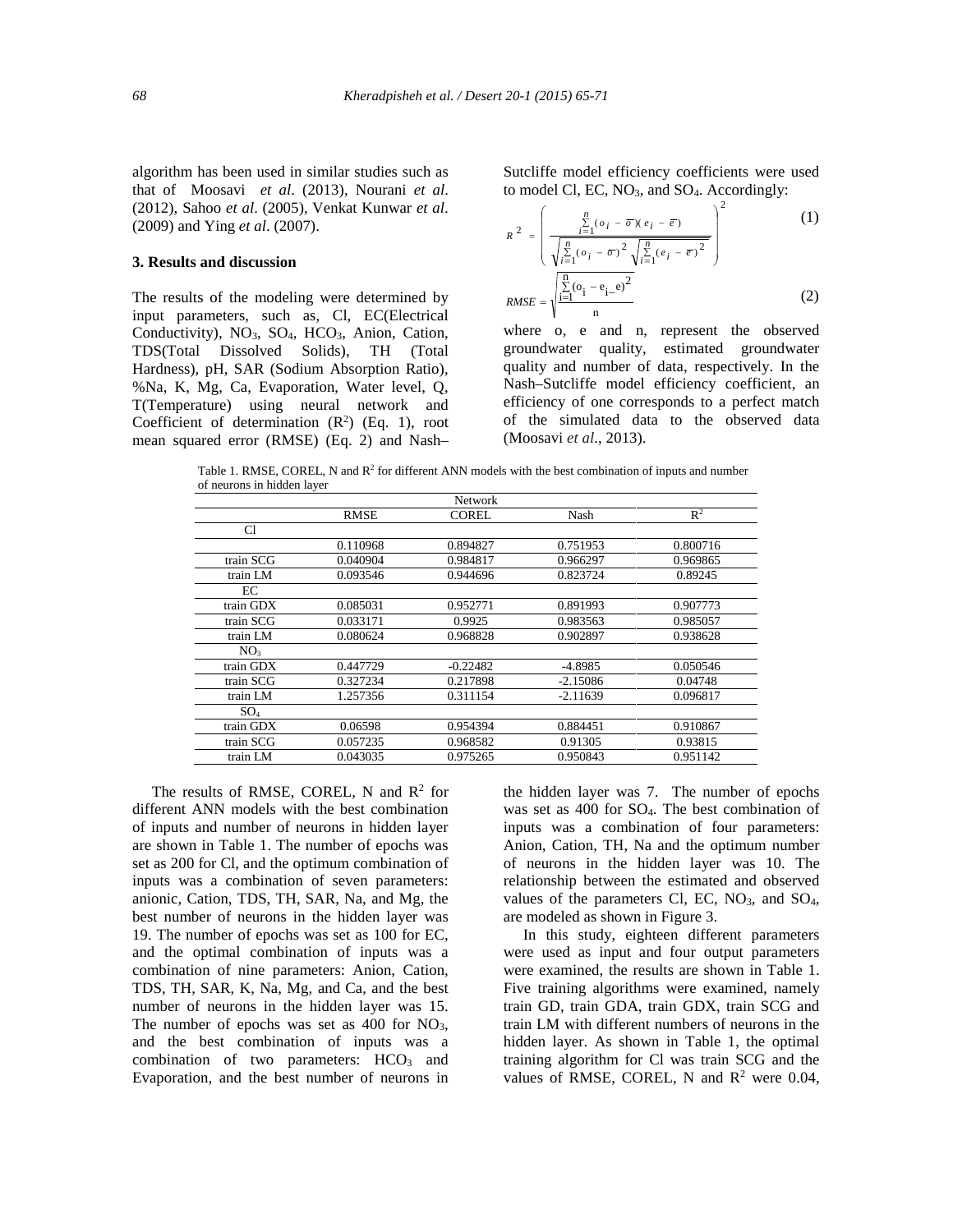algorithm has been used in similar studies such as that of Moosavi *et al*. (2013), Nourani *et al*. (2012), Sahoo *et al*. (2005), Venkat Kunwar *et al*. (2009) and Ying *et al*. (2007).

## 3. Results and discussion

The results of the modeling were determined by input parameters, such as, Cl, EC(Electrical Conductivity), $NO_3$, $SO_4$, $HCO_3$, Anion, Cation, TDS(Total Dissolved Solids), TH (Total Hardness), pH, SAR (Sodium Absorption Ratio), %Na, K, Mg, Ca, Evaporation, Water level, Q, T(Temperature) using neural network and Coefficient of determination ($R^2$) (Eq. 1), root mean squared error (RMSE) (Eq. 2) and Nash–Sutcliffe model efficiency coefficients were used to model Cl, EC, $NO_3$, and $SO_4$. Accordingly:

$$R^2 = \left( \frac{\sum_{i=1}^{n}(o_i - \bar{o})(e_i - \bar{e})}{\sqrt{\sum_{i=1}^{n}(o_i - \bar{o})^2}\sqrt{\sum_{i=1}^{n}(e_i - \bar{e})^2}} \right)^2 \quad (1)$$

$$RMSE = \sqrt{\frac{\sum_{i=1}^{n}(o_i - e_i\_e)^2}{n}} \quad (2)$$

where o, e and n, represent the observed groundwater quality, estimated groundwater quality and number of data, respectively. In the Nash–Sutcliffe model efficiency coefficient, an efficiency of one corresponds to a perfect match of the simulated data to the observed data (Moosavi *et al*., 2013).

Table 1. RMSE, COREL, N and $R^2$ for different ANN models with the best combination of inputs and number of neurons in hidden layer

| Network | RMSE | COREL | Nash | $R^2$ |
|---|---|---|---|---|
| Cl | | | | |
| | 0.110968 | 0.894827 | 0.751953 | 0.800716 |
| train SCG | 0.040904 | 0.984817 | 0.966297 | 0.969865 |
| train LM | 0.093546 | 0.944696 | 0.823724 | 0.89245 |
| EC | | | | |
| train GDX | 0.085031 | 0.952771 | 0.891993 | 0.907773 |
| train SCG | 0.033171 | 0.9925 | 0.983563 | 0.985057 |
| train LM | 0.080624 | 0.968828 | 0.902897 | 0.938628 |
| $NO_3$ | | | | |
| train GDX | 0.447729 | -0.22482 | -4.8985 | 0.050546 |
| train SCG | 0.327234 | 0.217898 | -2.15086 | 0.04748 |
| train LM | 1.257356 | 0.311154 | -2.11639 | 0.096817 |
| $SO_4$ | | | | |
| train GDX | 0.06598 | 0.954394 | 0.884451 | 0.910867 |
| train SCG | 0.057235 | 0.968582 | 0.91305 | 0.93815 |
| train LM | 0.043035 | 0.975265 | 0.950843 | 0.951142 |

The results of RMSE, COREL, N and $R^2$ for different ANN models with the best combination of inputs and number of neurons in hidden layer are shown in Table 1. The number of epochs was set as 200 for Cl, and the optimum combination of inputs was a combination of seven parameters: anionic, Cation, TDS, TH, SAR, Na, and Mg, the best number of neurons in the hidden layer was 19. The number of epochs was set as 100 for EC, and the optimal combination of inputs was a combination of nine parameters: Anion, Cation, TDS, TH, SAR, K, Na, Mg, and Ca, and the best number of neurons in the hidden layer was 15. The number of epochs was set as 400 for $NO_3$, and the best combination of inputs was a combination of two parameters: $HCO_3$ and Evaporation, and the best number of neurons in the hidden layer was 7. The number of epochs was set as 400 for $SO_4$. The best combination of inputs was a combination of four parameters: Anion, Cation, TH, Na and the optimum number of neurons in the hidden layer was 10. The relationship between the estimated and observed values of the parameters Cl, EC, $NO_3$, and $SO_4$, are modeled as shown in Figure 3.

In this study, eighteen different parameters were used as input and four output parameters were examined, the results are shown in Table 1. Five training algorithms were examined, namely train GD, train GDA, train GDX, train SCG and train LM with different numbers of neurons in the hidden layer. As shown in Table 1, the optimal training algorithm for Cl was train SCG and the values of RMSE, COREL, N and $R^2$ were 0.04,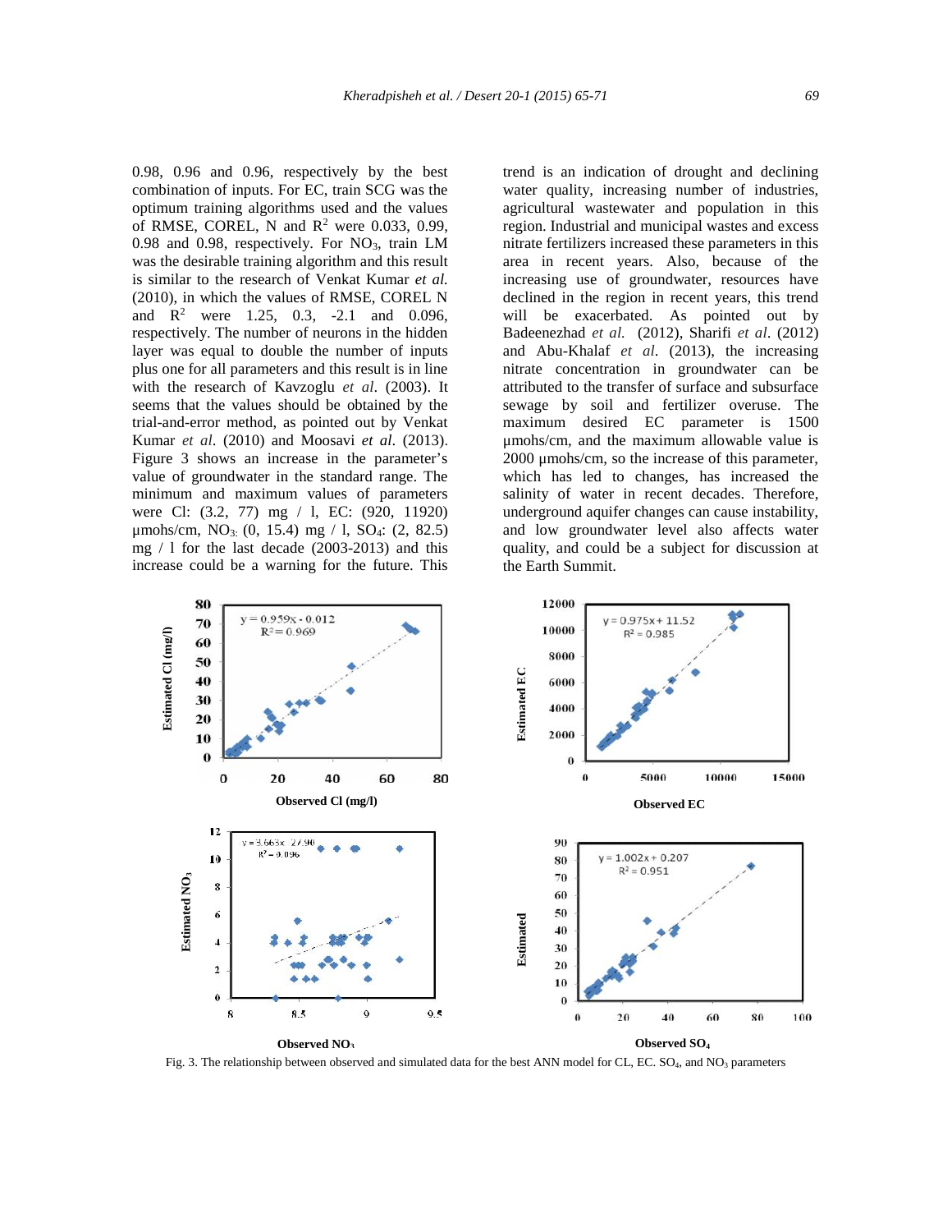0.98, 0.96 and 0.96, respectively by the best combination of inputs. For EC, train SCG was the optimum training algorithms used and the values of RMSE, COREL, N and $R^2$ were 0.033, 0.99, 0.98 and 0.98, respectively. For $NO_3$, train LM was the desirable training algorithm and this result is similar to the research of Venkat Kumar *et al.* (2010), in which the values of RMSE, COREL N and $R^2$ were 1.25, 0.3, -2.1 and 0.096, respectively. The number of neurons in the hidden layer was equal to double the number of inputs plus one for all parameters and this result is in line with the research of Kavzoglu *et al*. (2003). It seems that the values should be obtained by the trial-and-error method, as pointed out by Venkat Kumar *et al*. (2010) and Moosavi *et al*. (2013). Figure 3 shows an increase in the parameter's value of groundwater in the standard range. The minimum and maximum values of parameters were Cl: (3.2, 77) mg / l, EC: (920, 11920) μmohs/cm, $NO_3$: (0, 15.4) mg / l, $SO_4$: (2, 82.5) mg / l for the last decade (2003-2013) and this increase could be a warning for the future. This trend is an indication of drought and declining water quality, increasing number of industries, agricultural wastewater and population in this region. Industrial and municipal wastes and excess nitrate fertilizers increased these parameters in this area in recent years. Also, because of the increasing use of groundwater, resources have declined in the region in recent years, this trend will be exacerbated. As pointed out by Badeenezhad *et al.* (2012), Sharifi *et al*. (2012) and Abu-Khalaf *et al*. (2013), the increasing nitrate concentration in groundwater can be attributed to the transfer of surface and subsurface sewage by soil and fertilizer overuse. The maximum desired EC parameter is 1500 μmohs/cm, and the maximum allowable value is 2000 μmohs/cm, so the increase of this parameter, which has led to changes, has increased the salinity of water in recent decades. Therefore, underground aquifer changes can cause instability, and low groundwater level also affects water quality, and could be a subject for discussion at the Earth Summit.

Fig. 3. The relationship between observed and simulated data for the best ANN model for CL, EC. $SO_4$, and $NO_3$ parameters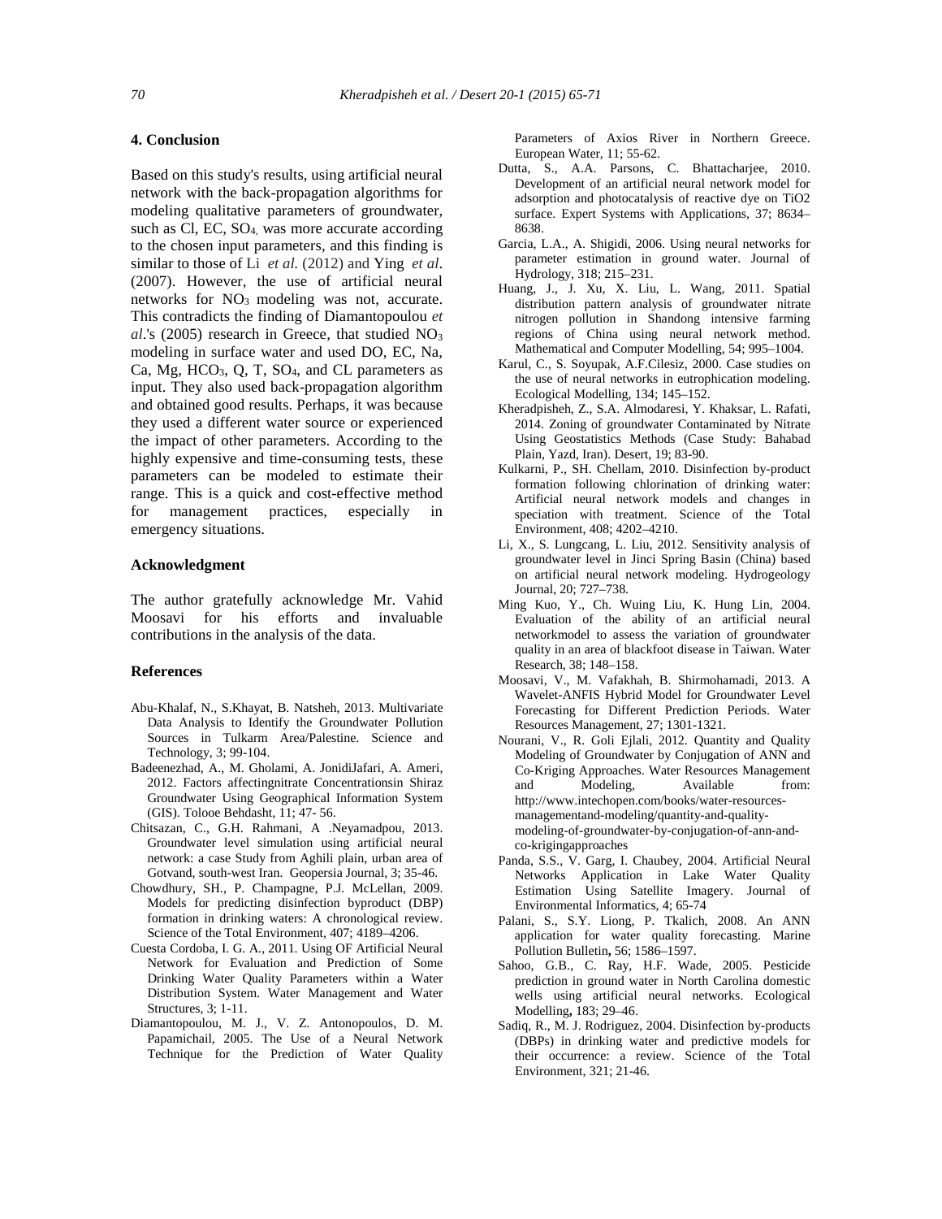## 4. Conclusion

Based on this study's results, using artificial neural network with the back-propagation algorithms for modeling qualitative parameters of groundwater, such as Cl, EC, $SO_4$, was more accurate according to the chosen input parameters, and this finding is similar to those of Li *et al.* (2012) and Ying *et al*. (2007). However, the use of artificial neural networks for $NO_3$ modeling was not, accurate. This contradicts the finding of Diamantopoulou *et al*.'s (2005) research in Greece, that studied $NO_3$ modeling in surface water and used DO, EC, Na, Ca, Mg, $HCO_3$, Q, T, $SO_4$, and CL parameters as input. They also used back-propagation algorithm and obtained good results. Perhaps, it was because they used a different water source or experienced the impact of other parameters. According to the highly expensive and time-consuming tests, these parameters can be modeled to estimate their range. This is a quick and cost-effective method for management practices, especially in emergency situations.

## Acknowledgment

The author gratefully acknowledge Mr. Vahid Moosavi for his efforts and invaluable contributions in the analysis of the data.

## References

Abu-Khalaf, N., S.Khayat, B. Natsheh, 2013. Multivariate Data Analysis to Identify the Groundwater Pollution Sources in Tulkarm Area/Palestine. Science and Technology, 3; 99-104.

Badeenezhad, A., M. Gholami, A. JonidiJafari, A. Ameri, 2012. Factors affectingnitrate Concentrationsin Shiraz Groundwater Using Geographical Information System (GIS). Tolooe Behdasht, 11; 47- 56.

Chitsazan, C., G.H. Rahmani, A .Neyamadpou, 2013. Groundwater level simulation using artificial neural network: a case Study from Aghili plain, urban area of Gotvand, south-west Iran. Geopersia Journal, 3; 35-46.

Chowdhury, SH., P. Champagne, P.J. McLellan, 2009. Models for predicting disinfection byproduct (DBP) formation in drinking waters: A chronological review. Science of the Total Environment, 407; 4189–4206.

Cuesta Cordoba, I. G. A., 2011. Using OF Artificial Neural Network for Evaluation and Prediction of Some Drinking Water Quality Parameters within a Water Distribution System. Water Management and Water Structures, 3; 1-11.

Diamantopoulou, M. J., V. Z. Antonopoulos, D. M. Papamichail, 2005. The Use of a Neural Network Technique for the Prediction of Water Quality Parameters of Axios River in Northern Greece. European Water, 11; 55-62.

Dutta, S., A.A. Parsons, C. Bhattacharjee, 2010. Development of an artificial neural network model for adsorption and photocatalysis of reactive dye on TiO2 surface. Expert Systems with Applications, 37; 8634–8638.

Garcia, L.A., A. Shigidi, 2006. Using neural networks for parameter estimation in ground water. Journal of Hydrology, 318; 215–231.

Huang, J., J. Xu, X. Liu, L. Wang, 2011. Spatial distribution pattern analysis of groundwater nitrate nitrogen pollution in Shandong intensive farming regions of China using neural network method. Mathematical and Computer Modelling, 54; 995–1004.

Karul, C., S. Soyupak, A.F.Cilesiz, 2000. Case studies on the use of neural networks in eutrophication modeling. Ecological Modelling, 134; 145–152.

Kheradpisheh, Z., S.A. Almodaresi, Y. Khaksar, L. Rafati, 2014. Zoning of groundwater Contaminated by Nitrate Using Geostatistics Methods (Case Study: Bahabad Plain, Yazd, Iran). Desert, 19; 83-90.

Kulkarni, P., SH. Chellam, 2010. Disinfection by-product formation following chlorination of drinking water: Artificial neural network models and changes in speciation with treatment. Science of the Total Environment, 408; 4202–4210.

Li, X., S. Lungcang, L. Liu, 2012. Sensitivity analysis of groundwater level in Jinci Spring Basin (China) based on artificial neural network modeling. Hydrogeology Journal, 20; 727–738.

Ming Kuo, Y., Ch. Wuing Liu, K. Hung Lin, 2004. Evaluation of the ability of an artificial neural networkmodel to assess the variation of groundwater quality in an area of blackfoot disease in Taiwan. Water Research, 38; 148–158.

Moosavi, V., M. Vafakhah, B. Shirmohamadi, 2013. A Wavelet-ANFIS Hybrid Model for Groundwater Level Forecasting for Different Prediction Periods. Water Resources Management, 27; 1301-1321.

Nourani, V., R. Goli Ejlali, 2012. Quantity and Quality Modeling of Groundwater by Conjugation of ANN and Co-Kriging Approaches. Water Resources Management and Modeling, Available from: http://www.intechopen.com/books/water-resources-managementand-modeling/quantity-and-quality-modeling-of-groundwater-by-conjugation-of-ann-and-co-krigingapproaches

Panda, S.S., V. Garg, I. Chaubey, 2004. Artificial Neural Networks Application in Lake Water Quality Estimation Using Satellite Imagery. Journal of Environmental Informatics, 4; 65-74

Palani, S., S.Y. Liong, P. Tkalich, 2008. An ANN application for water quality forecasting. Marine Pollution Bulletin**,** 56; 1586–1597.

Sahoo, G.B., C. Ray, H.F. Wade, 2005. Pesticide prediction in ground water in North Carolina domestic wells using artificial neural networks. Ecological Modelling**,** 183; 29–46.

Sadiq, R., M. J. Rodriguez, 2004. Disinfection by-products (DBPs) in drinking water and predictive models for their occurrence: a review. Science of the Total Environment, 321; 21-46.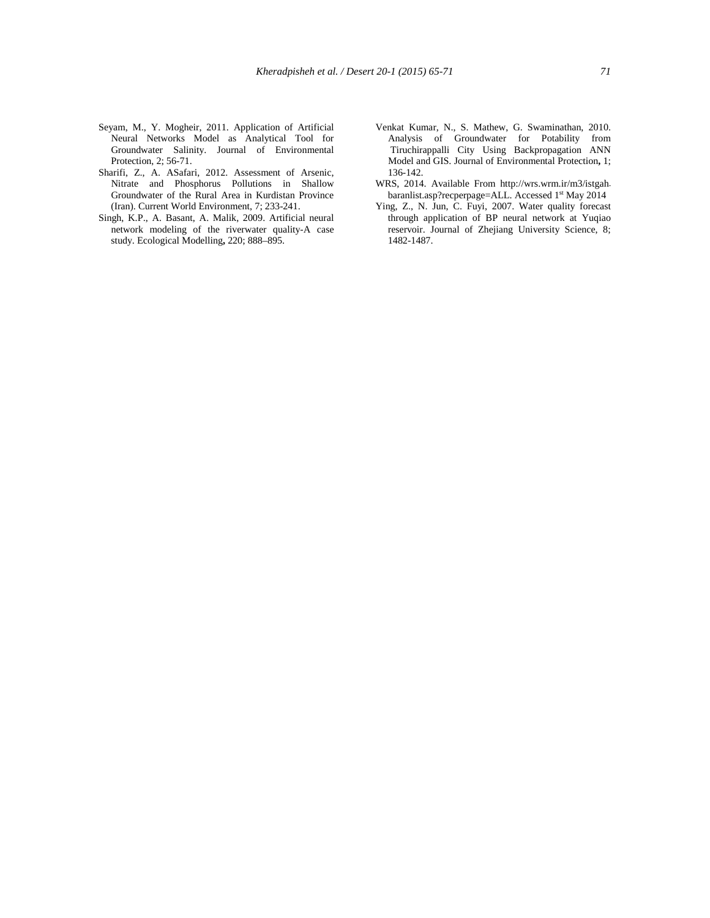Seyam, M., Y. Mogheir, 2011. Application of Artificial Neural Networks Model as Analytical Tool for Groundwater Salinity. Journal of Environmental Protection, 2; 56-71.

Sharifi, Z., A. ASafari, 2012. Assessment of Arsenic, Nitrate and Phosphorus Pollutions in Shallow Groundwater of the Rural Area in Kurdistan Province (Iran). Current World Environment, 7; 233-241.

Singh, K.P., A. Basant, A. Malik, 2009. Artificial neural network modeling of the riverwater quality-A case study. Ecological Modelling**,** 220; 888–895.

Venkat Kumar, N., S. Mathew, G. Swaminathan, 2010. Analysis of Groundwater for Potability from Tiruchirappalli City Using Backpropagation ANN Model and GIS. Journal of Environmental Protection**,** 1; 136-142.

WRS, 2014. Available From http://wrs.wrm.ir/m3/istgah-baranlist.asp?recperpage=ALL. Accessed 1st May 2014

Ying, Z., N. Jun, C. Fuyi, 2007. Water quality forecast through application of BP neural network at Yuqiao reservoir. Journal of Zhejiang University Science, 8; 1482-1487.